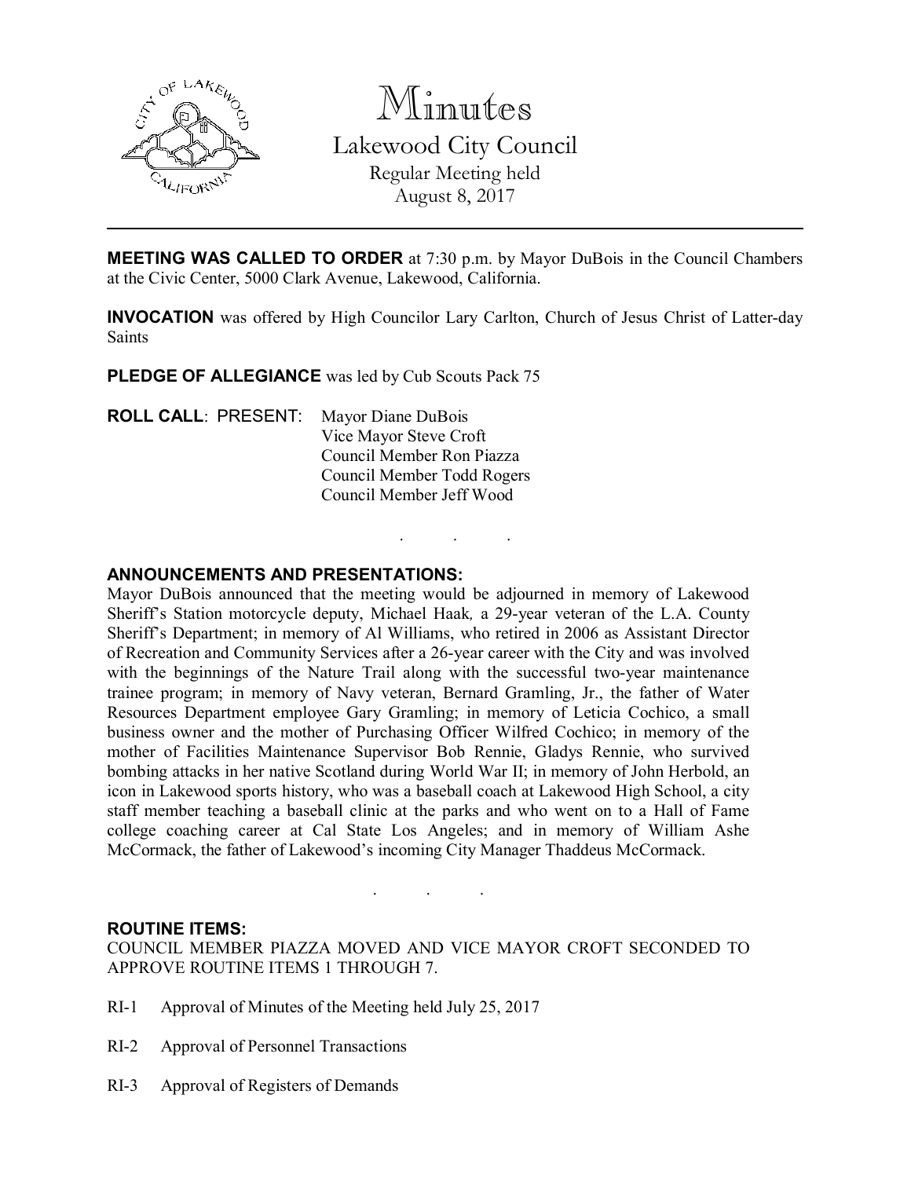# Minutes

## Lakewood City Council

Regular Meeting held
August 8, 2017

**MEETING WAS CALLED TO ORDER** at 7:30 p.m. by Mayor DuBois in the Council Chambers at the Civic Center, 5000 Clark Avenue, Lakewood, California.

**INVOCATION** was offered by High Councilor Lary Carlton, Church of Jesus Christ of Latter-day Saints

**PLEDGE OF ALLEGIANCE** was led by Cub Scouts Pack 75

**ROLL CALL**: PRESENT: Mayor Diane DuBois
Vice Mayor Steve Croft
Council Member Ron Piazza
Council Member Todd Rogers
Council Member Jeff Wood

. . .

**ANNOUNCEMENTS AND PRESENTATIONS:**

Mayor DuBois announced that the meeting would be adjourned in memory of Lakewood Sheriff's Station motorcycle deputy, Michael Haak, a 29-year veteran of the L.A. County Sheriff's Department; in memory of Al Williams, who retired in 2006 as Assistant Director of Recreation and Community Services after a 26-year career with the City and was involved with the beginnings of the Nature Trail along with the successful two-year maintenance trainee program; in memory of Navy veteran, Bernard Gramling, Jr., the father of Water Resources Department employee Gary Gramling; in memory of Leticia Cochico, a small business owner and the mother of Purchasing Officer Wilfred Cochico; in memory of the mother of Facilities Maintenance Supervisor Bob Rennie, Gladys Rennie, who survived bombing attacks in her native Scotland during World War II; in memory of John Herbold, an icon in Lakewood sports history, who was a baseball coach at Lakewood High School, a city staff member teaching a baseball clinic at the parks and who went on to a Hall of Fame college coaching career at Cal State Los Angeles; and in memory of William Ashe McCormack, the father of Lakewood's incoming City Manager Thaddeus McCormack.

. . .

**ROUTINE ITEMS:**

COUNCIL MEMBER PIAZZA MOVED AND VICE MAYOR CROFT SECONDED TO APPROVE ROUTINE ITEMS 1 THROUGH 7.

RI-1 Approval of Minutes of the Meeting held July 25, 2017

RI-2 Approval of Personnel Transactions

RI-3 Approval of Registers of Demands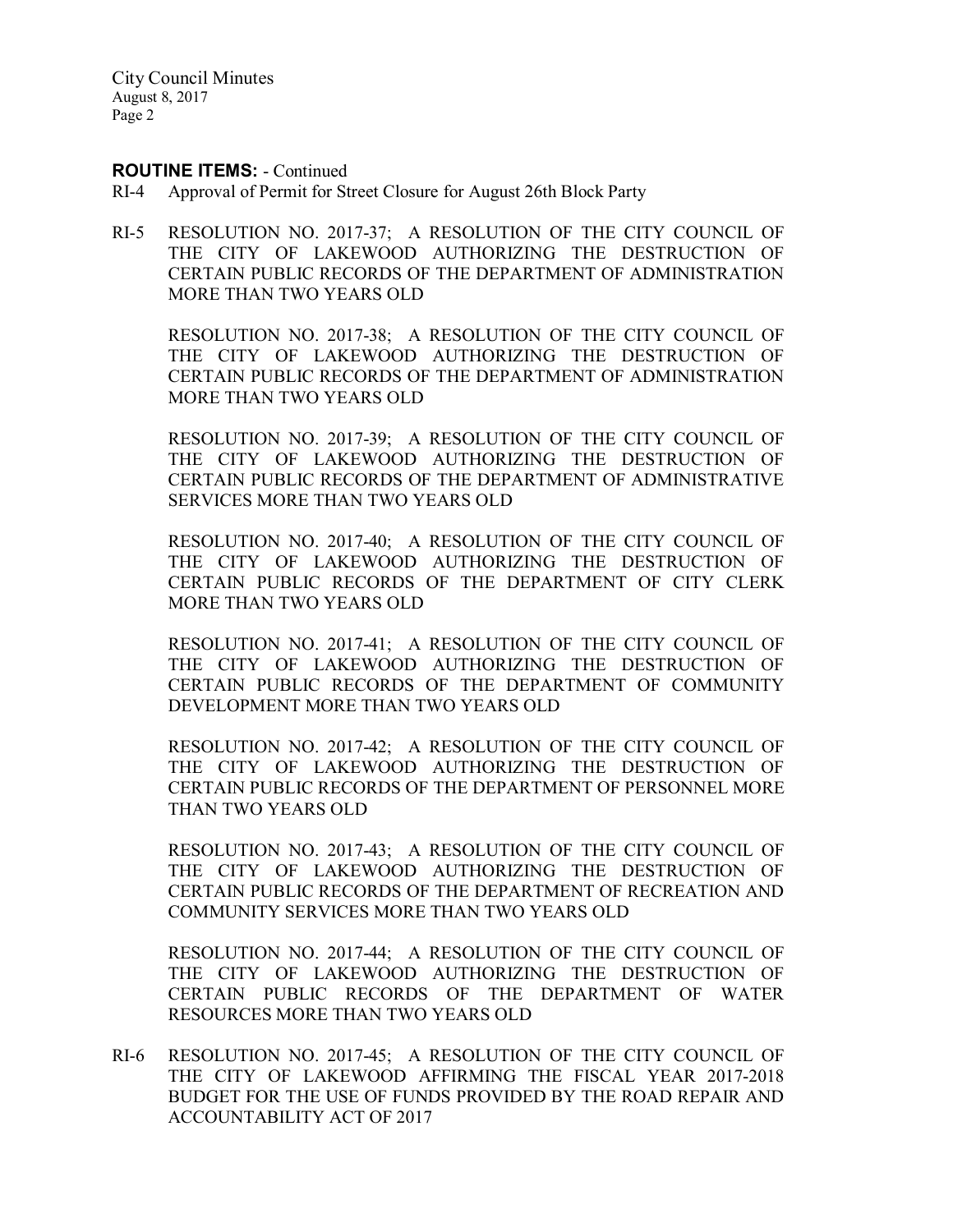**ROUTINE ITEMS:** - Continued

RI-4 Approval of Permit for Street Closure for August 26th Block Party

RI-5 RESOLUTION NO. 2017-37; A RESOLUTION OF THE CITY COUNCIL OF THE CITY OF LAKEWOOD AUTHORIZING THE DESTRUCTION OF CERTAIN PUBLIC RECORDS OF THE DEPARTMENT OF ADMINISTRATION MORE THAN TWO YEARS OLD

RESOLUTION NO. 2017-38; A RESOLUTION OF THE CITY COUNCIL OF THE CITY OF LAKEWOOD AUTHORIZING THE DESTRUCTION OF CERTAIN PUBLIC RECORDS OF THE DEPARTMENT OF ADMINISTRATION MORE THAN TWO YEARS OLD

RESOLUTION NO. 2017-39; A RESOLUTION OF THE CITY COUNCIL OF THE CITY OF LAKEWOOD AUTHORIZING THE DESTRUCTION OF CERTAIN PUBLIC RECORDS OF THE DEPARTMENT OF ADMINISTRATIVE SERVICES MORE THAN TWO YEARS OLD

RESOLUTION NO. 2017-40; A RESOLUTION OF THE CITY COUNCIL OF THE CITY OF LAKEWOOD AUTHORIZING THE DESTRUCTION OF CERTAIN PUBLIC RECORDS OF THE DEPARTMENT OF CITY CLERK MORE THAN TWO YEARS OLD

RESOLUTION NO. 2017-41; A RESOLUTION OF THE CITY COUNCIL OF THE CITY OF LAKEWOOD AUTHORIZING THE DESTRUCTION OF CERTAIN PUBLIC RECORDS OF THE DEPARTMENT OF COMMUNITY DEVELOPMENT MORE THAN TWO YEARS OLD

RESOLUTION NO. 2017-42; A RESOLUTION OF THE CITY COUNCIL OF THE CITY OF LAKEWOOD AUTHORIZING THE DESTRUCTION OF CERTAIN PUBLIC RECORDS OF THE DEPARTMENT OF PERSONNEL MORE THAN TWO YEARS OLD

RESOLUTION NO. 2017-43; A RESOLUTION OF THE CITY COUNCIL OF THE CITY OF LAKEWOOD AUTHORIZING THE DESTRUCTION OF CERTAIN PUBLIC RECORDS OF THE DEPARTMENT OF RECREATION AND COMMUNITY SERVICES MORE THAN TWO YEARS OLD

RESOLUTION NO. 2017-44; A RESOLUTION OF THE CITY COUNCIL OF THE CITY OF LAKEWOOD AUTHORIZING THE DESTRUCTION OF CERTAIN PUBLIC RECORDS OF THE DEPARTMENT OF WATER RESOURCES MORE THAN TWO YEARS OLD

RI-6 RESOLUTION NO. 2017-45; A RESOLUTION OF THE CITY COUNCIL OF THE CITY OF LAKEWOOD AFFIRMING THE FISCAL YEAR 2017-2018 BUDGET FOR THE USE OF FUNDS PROVIDED BY THE ROAD REPAIR AND ACCOUNTABILITY ACT OF 2017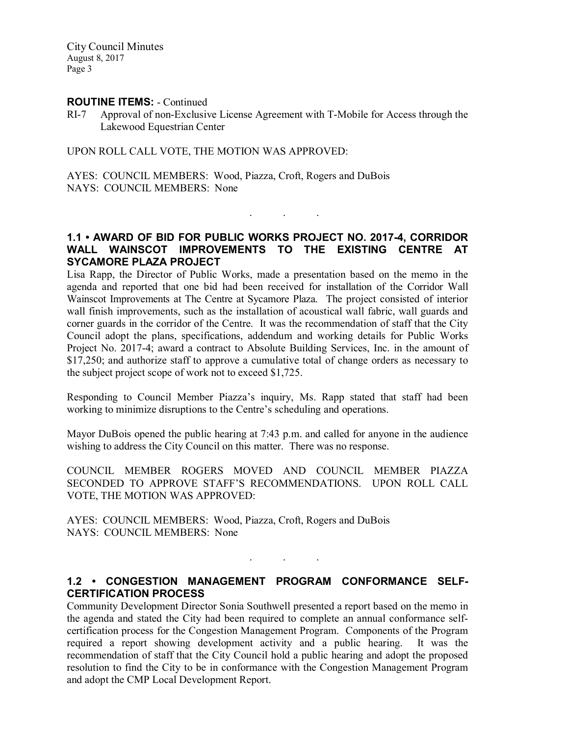**ROUTINE ITEMS:** - Continued

RI-7 Approval of non-Exclusive License Agreement with T-Mobile for Access through the Lakewood Equestrian Center

UPON ROLL CALL VOTE, THE MOTION WAS APPROVED:

AYES: COUNCIL MEMBERS: Wood, Piazza, Croft, Rogers and DuBois
NAYS: COUNCIL MEMBERS: None

. . .

**1.1 • AWARD OF BID FOR PUBLIC WORKS PROJECT NO. 2017-4, CORRIDOR WALL WAINSCOT IMPROVEMENTS TO THE EXISTING CENTRE AT SYCAMORE PLAZA PROJECT**

Lisa Rapp, the Director of Public Works, made a presentation based on the memo in the agenda and reported that one bid had been received for installation of the Corridor Wall Wainscot Improvements at The Centre at Sycamore Plaza. The project consisted of interior wall finish improvements, such as the installation of acoustical wall fabric, wall guards and corner guards in the corridor of the Centre. It was the recommendation of staff that the City Council adopt the plans, specifications, addendum and working details for Public Works Project No. 2017-4; award a contract to Absolute Building Services, Inc. in the amount of $17,250; and authorize staff to approve a cumulative total of change orders as necessary to the subject project scope of work not to exceed $1,725.

Responding to Council Member Piazza's inquiry, Ms. Rapp stated that staff had been working to minimize disruptions to the Centre's scheduling and operations.

Mayor DuBois opened the public hearing at 7:43 p.m. and called for anyone in the audience wishing to address the City Council on this matter. There was no response.

COUNCIL MEMBER ROGERS MOVED AND COUNCIL MEMBER PIAZZA SECONDED TO APPROVE STAFF'S RECOMMENDATIONS. UPON ROLL CALL VOTE, THE MOTION WAS APPROVED:

AYES: COUNCIL MEMBERS: Wood, Piazza, Croft, Rogers and DuBois
NAYS: COUNCIL MEMBERS: None

. . .

**1.2 • CONGESTION MANAGEMENT PROGRAM CONFORMANCE SELF-CERTIFICATION PROCESS**

Community Development Director Sonia Southwell presented a report based on the memo in the agenda and stated the City had been required to complete an annual conformance self-certification process for the Congestion Management Program. Components of the Program required a report showing development activity and a public hearing. It was the recommendation of staff that the City Council hold a public hearing and adopt the proposed resolution to find the City to be in conformance with the Congestion Management Program and adopt the CMP Local Development Report.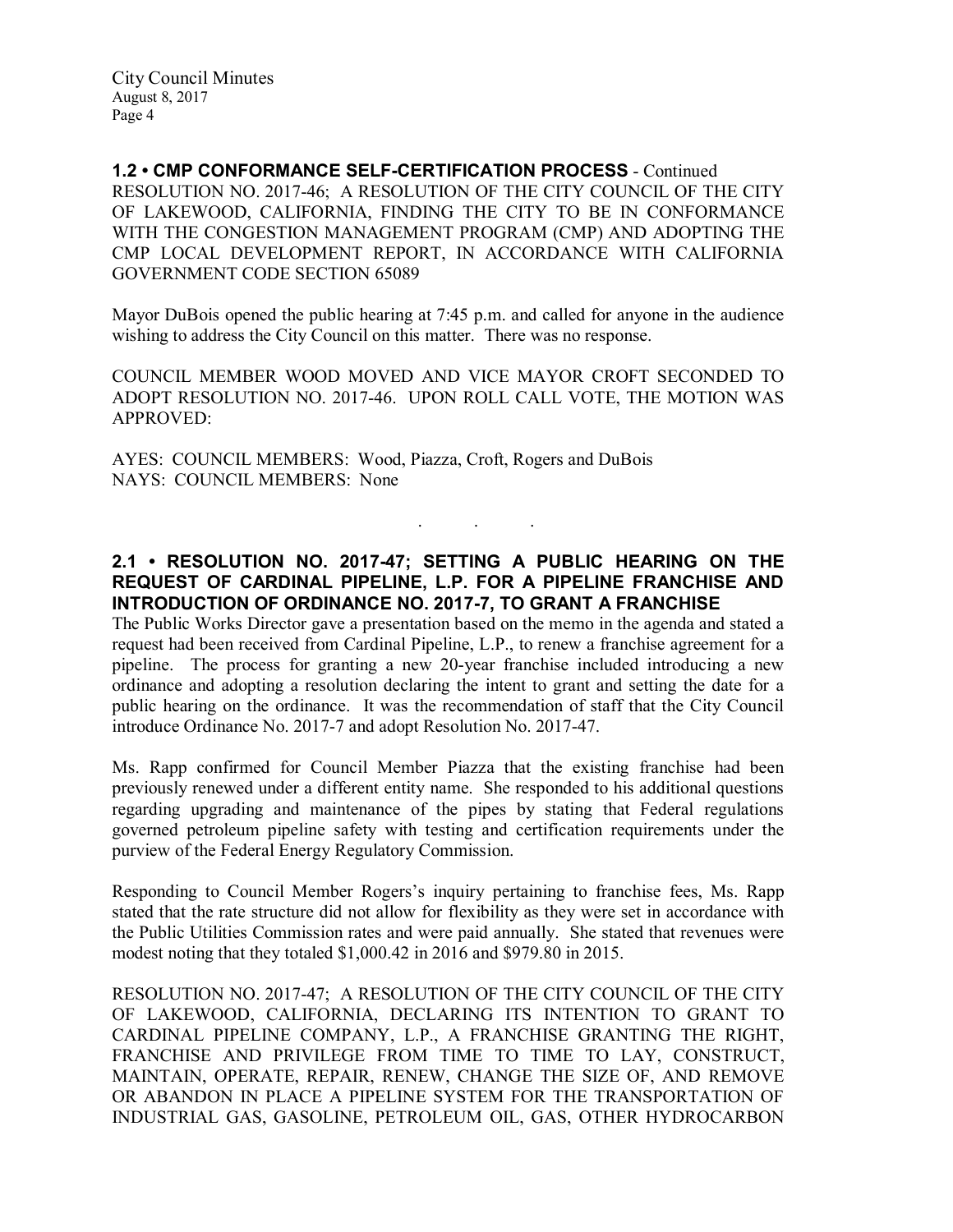**1.2 • CMP CONFORMANCE SELF-CERTIFICATION PROCESS** - Continued

RESOLUTION NO. 2017-46; A RESOLUTION OF THE CITY COUNCIL OF THE CITY OF LAKEWOOD, CALIFORNIA, FINDING THE CITY TO BE IN CONFORMANCE WITH THE CONGESTION MANAGEMENT PROGRAM (CMP) AND ADOPTING THE CMP LOCAL DEVELOPMENT REPORT, IN ACCORDANCE WITH CALIFORNIA GOVERNMENT CODE SECTION 65089

Mayor DuBois opened the public hearing at 7:45 p.m. and called for anyone in the audience wishing to address the City Council on this matter. There was no response.

COUNCIL MEMBER WOOD MOVED AND VICE MAYOR CROFT SECONDED TO ADOPT RESOLUTION NO. 2017-46. UPON ROLL CALL VOTE, THE MOTION WAS APPROVED:

AYES: COUNCIL MEMBERS: Wood, Piazza, Croft, Rogers and DuBois
NAYS: COUNCIL MEMBERS: None

. . .

**2.1 • RESOLUTION NO. 2017-47; SETTING A PUBLIC HEARING ON THE REQUEST OF CARDINAL PIPELINE, L.P. FOR A PIPELINE FRANCHISE AND INTRODUCTION OF ORDINANCE NO. 2017-7, TO GRANT A FRANCHISE**

The Public Works Director gave a presentation based on the memo in the agenda and stated a request had been received from Cardinal Pipeline, L.P., to renew a franchise agreement for a pipeline. The process for granting a new 20-year franchise included introducing a new ordinance and adopting a resolution declaring the intent to grant and setting the date for a public hearing on the ordinance. It was the recommendation of staff that the City Council introduce Ordinance No. 2017-7 and adopt Resolution No. 2017-47.

Ms. Rapp confirmed for Council Member Piazza that the existing franchise had been previously renewed under a different entity name. She responded to his additional questions regarding upgrading and maintenance of the pipes by stating that Federal regulations governed petroleum pipeline safety with testing and certification requirements under the purview of the Federal Energy Regulatory Commission.

Responding to Council Member Rogers's inquiry pertaining to franchise fees, Ms. Rapp stated that the rate structure did not allow for flexibility as they were set in accordance with the Public Utilities Commission rates and were paid annually. She stated that revenues were modest noting that they totaled $1,000.42 in 2016 and $979.80 in 2015.

RESOLUTION NO. 2017-47; A RESOLUTION OF THE CITY COUNCIL OF THE CITY OF LAKEWOOD, CALIFORNIA, DECLARING ITS INTENTION TO GRANT TO CARDINAL PIPELINE COMPANY, L.P., A FRANCHISE GRANTING THE RIGHT, FRANCHISE AND PRIVILEGE FROM TIME TO TIME TO LAY, CONSTRUCT, MAINTAIN, OPERATE, REPAIR, RENEW, CHANGE THE SIZE OF, AND REMOVE OR ABANDON IN PLACE A PIPELINE SYSTEM FOR THE TRANSPORTATION OF INDUSTRIAL GAS, GASOLINE, PETROLEUM OIL, GAS, OTHER HYDROCARBON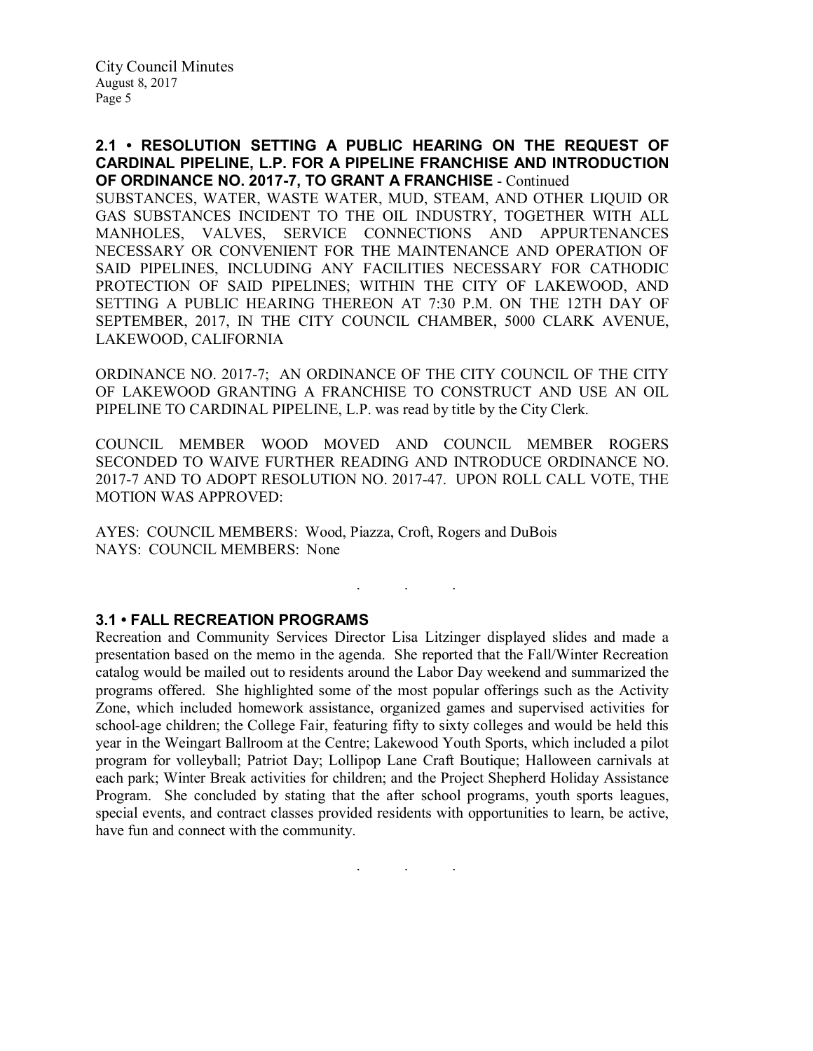**2.1 • RESOLUTION SETTING A PUBLIC HEARING ON THE REQUEST OF CARDINAL PIPELINE, L.P. FOR A PIPELINE FRANCHISE AND INTRODUCTION OF ORDINANCE NO. 2017-7, TO GRANT A FRANCHISE** - Continued

SUBSTANCES, WATER, WASTE WATER, MUD, STEAM, AND OTHER LIQUID OR GAS SUBSTANCES INCIDENT TO THE OIL INDUSTRY, TOGETHER WITH ALL MANHOLES, VALVES, SERVICE CONNECTIONS AND APPURTENANCES NECESSARY OR CONVENIENT FOR THE MAINTENANCE AND OPERATION OF SAID PIPELINES, INCLUDING ANY FACILITIES NECESSARY FOR CATHODIC PROTECTION OF SAID PIPELINES; WITHIN THE CITY OF LAKEWOOD, AND SETTING A PUBLIC HEARING THEREON AT 7:30 P.M. ON THE 12TH DAY OF SEPTEMBER, 2017, IN THE CITY COUNCIL CHAMBER, 5000 CLARK AVENUE, LAKEWOOD, CALIFORNIA

ORDINANCE NO. 2017-7; AN ORDINANCE OF THE CITY COUNCIL OF THE CITY OF LAKEWOOD GRANTING A FRANCHISE TO CONSTRUCT AND USE AN OIL PIPELINE TO CARDINAL PIPELINE, L.P. was read by title by the City Clerk.

COUNCIL MEMBER WOOD MOVED AND COUNCIL MEMBER ROGERS SECONDED TO WAIVE FURTHER READING AND INTRODUCE ORDINANCE NO. 2017-7 AND TO ADOPT RESOLUTION NO. 2017-47. UPON ROLL CALL VOTE, THE MOTION WAS APPROVED:

AYES: COUNCIL MEMBERS: Wood, Piazza, Croft, Rogers and DuBois
NAYS: COUNCIL MEMBERS: None

. . .

**3.1 • FALL RECREATION PROGRAMS**

Recreation and Community Services Director Lisa Litzinger displayed slides and made a presentation based on the memo in the agenda. She reported that the Fall/Winter Recreation catalog would be mailed out to residents around the Labor Day weekend and summarized the programs offered. She highlighted some of the most popular offerings such as the Activity Zone, which included homework assistance, organized games and supervised activities for school-age children; the College Fair, featuring fifty to sixty colleges and would be held this year in the Weingart Ballroom at the Centre; Lakewood Youth Sports, which included a pilot program for volleyball; Patriot Day; Lollipop Lane Craft Boutique; Halloween carnivals at each park; Winter Break activities for children; and the Project Shepherd Holiday Assistance Program. She concluded by stating that the after school programs, youth sports leagues, special events, and contract classes provided residents with opportunities to learn, be active, have fun and connect with the community.

. . .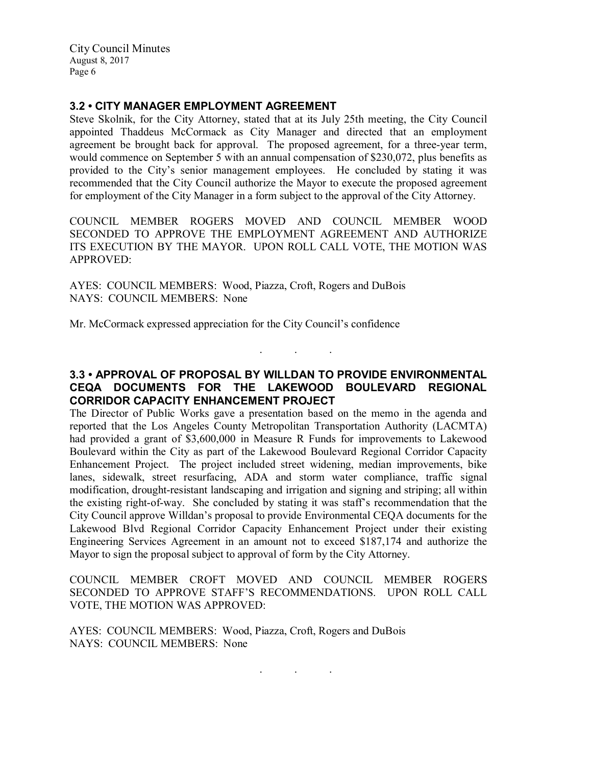### 3.2 • CITY MANAGER EMPLOYMENT AGREEMENT

Steve Skolnik, for the City Attorney, stated that at its July 25th meeting, the City Council appointed Thaddeus McCormack as City Manager and directed that an employment agreement be brought back for approval. The proposed agreement, for a three-year term, would commence on September 5 with an annual compensation of $230,072, plus benefits as provided to the City's senior management employees. He concluded by stating it was recommended that the City Council authorize the Mayor to execute the proposed agreement for employment of the City Manager in a form subject to the approval of the City Attorney.

COUNCIL MEMBER ROGERS MOVED AND COUNCIL MEMBER WOOD SECONDED TO APPROVE THE EMPLOYMENT AGREEMENT AND AUTHORIZE ITS EXECUTION BY THE MAYOR. UPON ROLL CALL VOTE, THE MOTION WAS APPROVED:

AYES: COUNCIL MEMBERS: Wood, Piazza, Croft, Rogers and DuBois
NAYS: COUNCIL MEMBERS: None

Mr. McCormack expressed appreciation for the City Council's confidence

. . .

### 3.3 • APPROVAL OF PROPOSAL BY WILLDAN TO PROVIDE ENVIRONMENTAL CEQA DOCUMENTS FOR THE LAKEWOOD BOULEVARD REGIONAL CORRIDOR CAPACITY ENHANCEMENT PROJECT

The Director of Public Works gave a presentation based on the memo in the agenda and reported that the Los Angeles County Metropolitan Transportation Authority (LACMTA) had provided a grant of $3,600,000 in Measure R Funds for improvements to Lakewood Boulevard within the City as part of the Lakewood Boulevard Regional Corridor Capacity Enhancement Project. The project included street widening, median improvements, bike lanes, sidewalk, street resurfacing, ADA and storm water compliance, traffic signal modification, drought-resistant landscaping and irrigation and signing and striping; all within the existing right-of-way. She concluded by stating it was staff's recommendation that the City Council approve Willdan's proposal to provide Environmental CEQA documents for the Lakewood Blvd Regional Corridor Capacity Enhancement Project under their existing Engineering Services Agreement in an amount not to exceed $187,174 and authorize the Mayor to sign the proposal subject to approval of form by the City Attorney.

COUNCIL MEMBER CROFT MOVED AND COUNCIL MEMBER ROGERS SECONDED TO APPROVE STAFF'S RECOMMENDATIONS. UPON ROLL CALL VOTE, THE MOTION WAS APPROVED:

AYES: COUNCIL MEMBERS: Wood, Piazza, Croft, Rogers and DuBois
NAYS: COUNCIL MEMBERS: None

. . .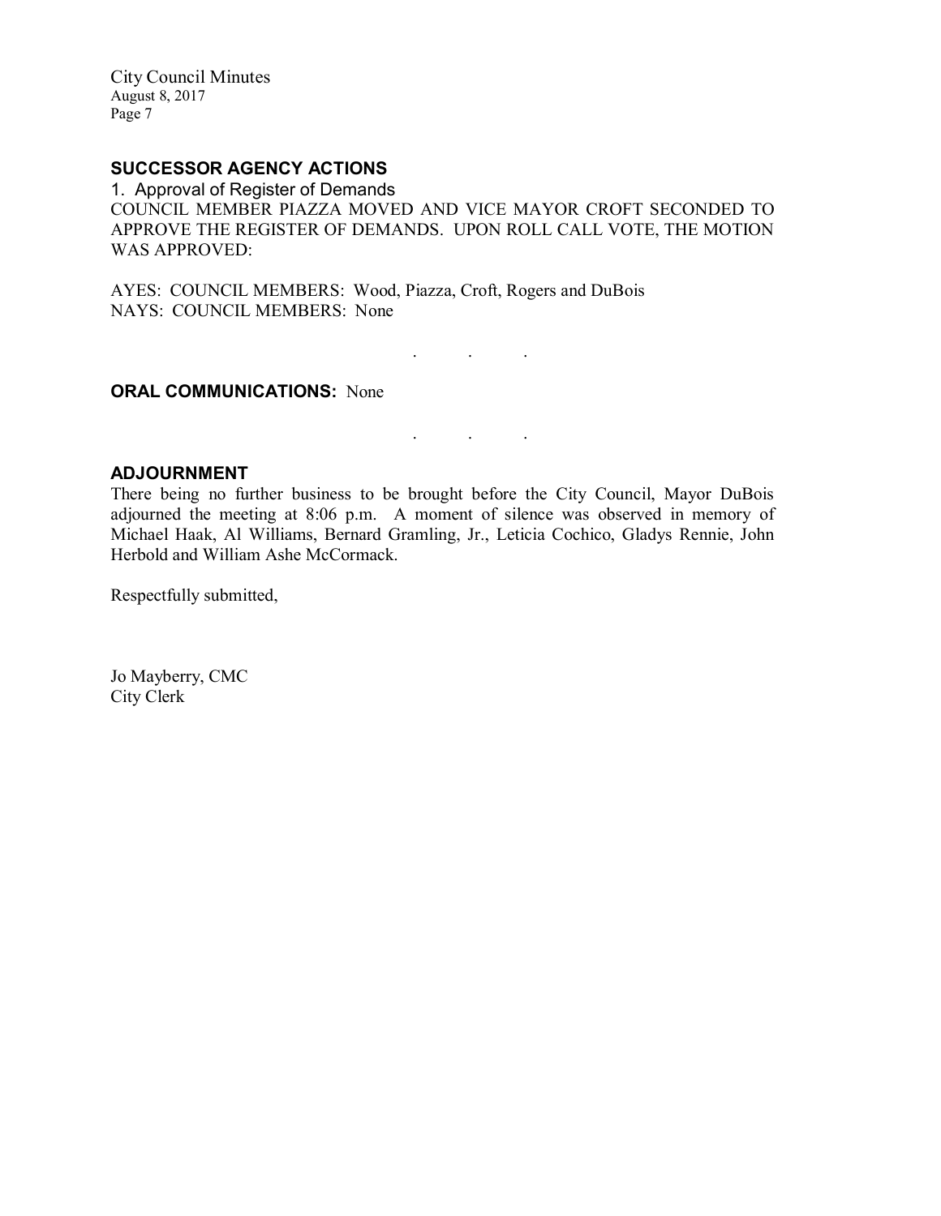## SUCCESSOR AGENCY ACTIONS

1. Approval of Register of Demands

COUNCIL MEMBER PIAZZA MOVED AND VICE MAYOR CROFT SECONDED TO APPROVE THE REGISTER OF DEMANDS. UPON ROLL CALL VOTE, THE MOTION WAS APPROVED:

AYES: COUNCIL MEMBERS: Wood, Piazza, Croft, Rogers and DuBois
NAYS: COUNCIL MEMBERS: None

. . .

**ORAL COMMUNICATIONS:** None

. . .

## ADJOURNMENT

There being no further business to be brought before the City Council, Mayor DuBois adjourned the meeting at 8:06 p.m. A moment of silence was observed in memory of Michael Haak, Al Williams, Bernard Gramling, Jr., Leticia Cochico, Gladys Rennie, John Herbold and William Ashe McCormack.

Respectfully submitted,

Jo Mayberry, CMC
City Clerk